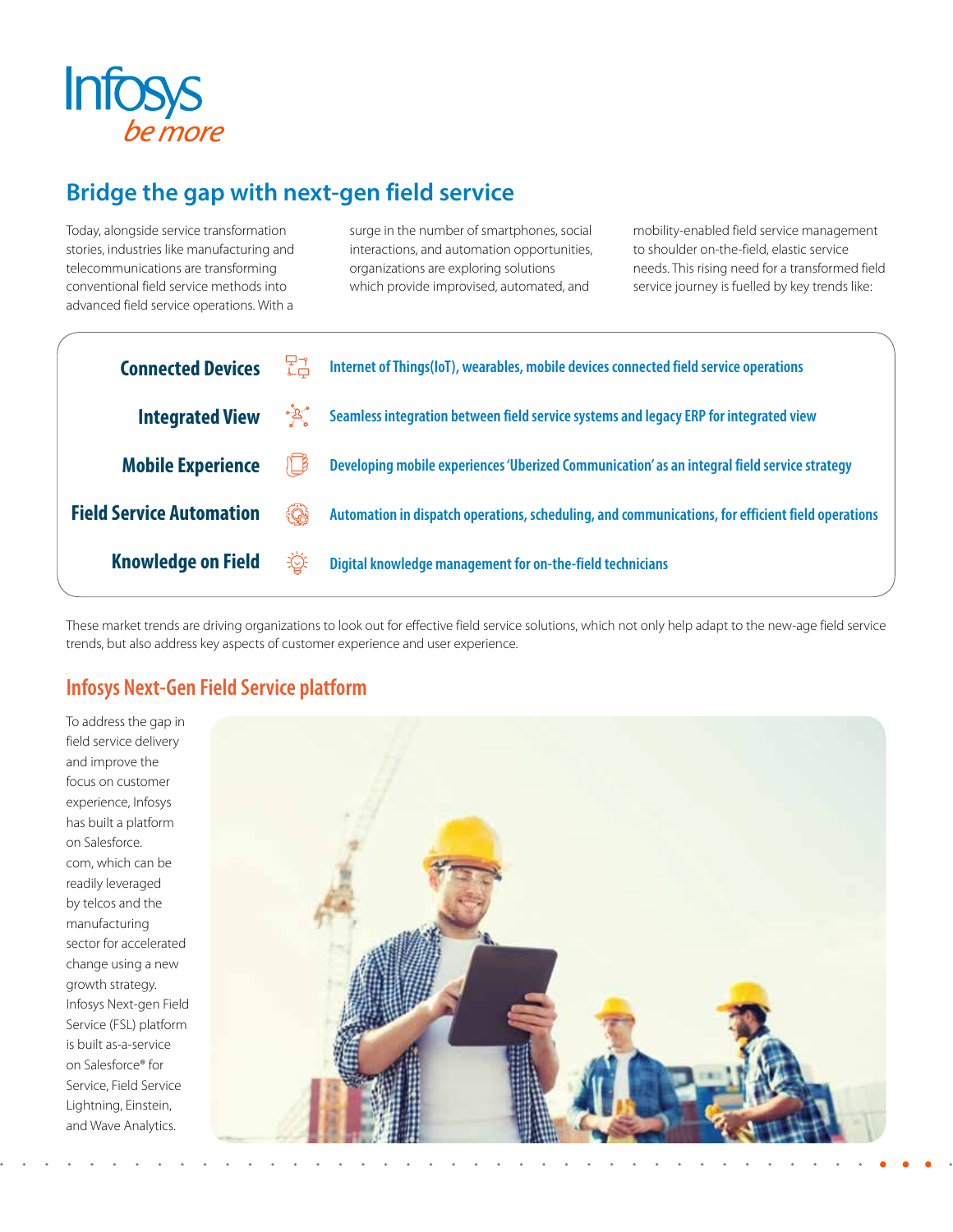Infosys
*be more*

## Bridge the gap with next-gen field service

Today, alongside service transformation stories, industries like manufacturing and telecommunications are transforming conventional field service methods into advanced field service operations. With a surge in the number of smartphones, social interactions, and automation opportunities, organizations are exploring solutions which provide improvised, automated, and mobility-enabled field service management to shoulder on-the-field, elastic service needs. This rising need for a transformed field service journey is fuelled by key trends like:

| | |
|---|---|
| **Connected Devices** | Internet of Things(IoT), wearables, mobile devices connected field service operations |
| **Integrated View** | Seamless integration between field service systems and legacy ERP for integrated view |
| **Mobile Experience** | Developing mobile experiences 'Uberized Communication' as an integral field service strategy |
| **Field Service Automation** | Automation in dispatch operations, scheduling, and communications, for efficient field operations |
| **Knowledge on Field** | Digital knowledge management for on-the-field technicians |

These market trends are driving organizations to look out for effective field service solutions, which not only help adapt to the new-age field service trends, but also address key aspects of customer experience and user experience.

## Infosys Next-Gen Field Service platform

To address the gap in field service delivery and improve the focus on customer experience, Infosys has built a platform on Salesforce.com, which can be readily leveraged by telcos and the manufacturing sector for accelerated change using a new growth strategy. Infosys Next-gen Field Service (FSL) platform is built as-a-service on Salesforce® for Service, Field Service Lightning, Einstein, and Wave Analytics.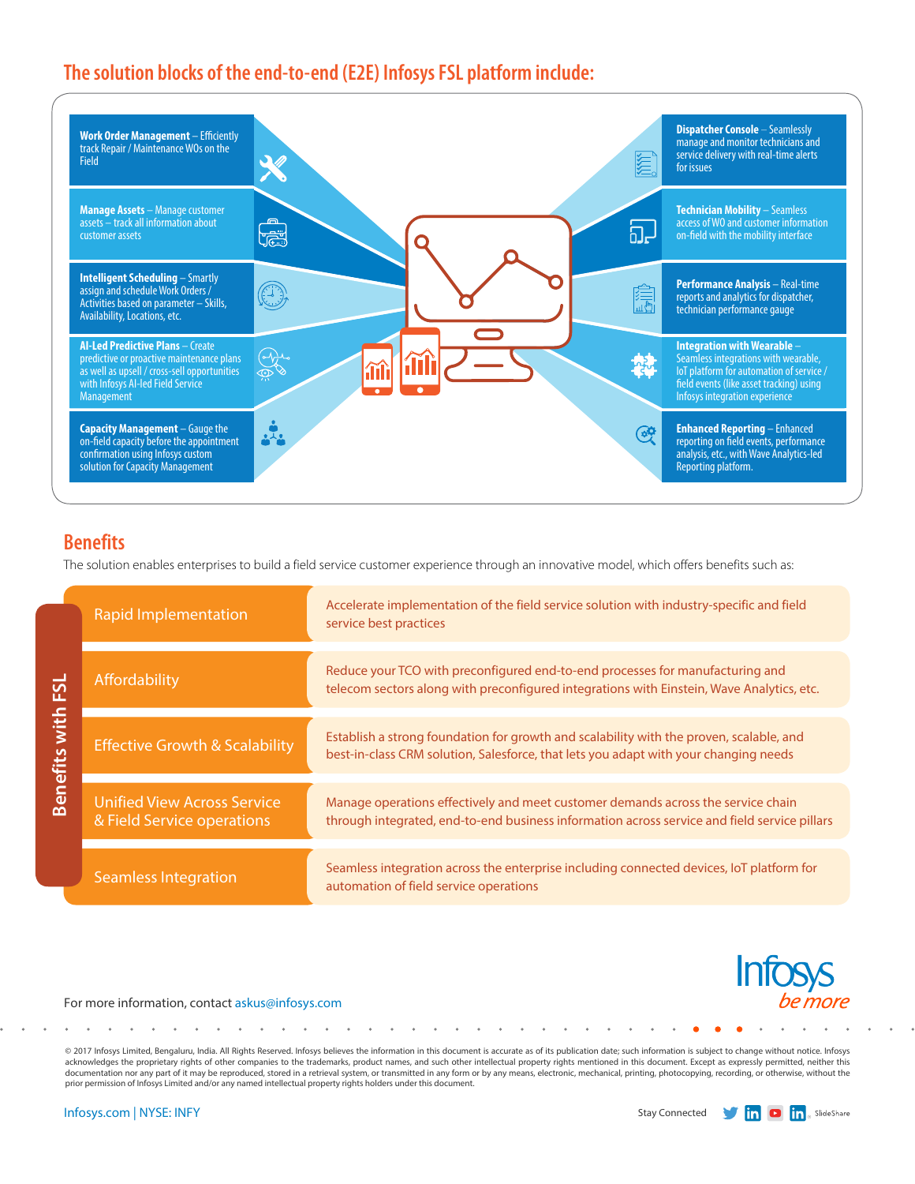## The solution blocks of the end-to-end (E2E) Infosys FSL platform include:

**Work Order Management** – Efficiently track Repair / Maintenance WOs on the Field

**Manage Assets** – Manage customer assets – track all information about customer assets

**Intelligent Scheduling** – Smartly assign and schedule Work Orders / Activities based on parameter – Skills, Availability, Locations, etc.

**AI-Led Predictive Plans** – Create predictive or proactive maintenance plans as well as upsell / cross-sell opportunities with Infosys AI-led Field Service Management

**Capacity Management** – Gauge the on-field capacity before the appointment confirmation using Infosys custom solution for Capacity Management

**Dispatcher Console** – Seamlessly manage and monitor technicians and service delivery with real-time alerts for issues

**Technician Mobility** – Seamless access of WO and customer information on-field with the mobility interface

**Performance Analysis** – Real-time reports and analytics for dispatcher, technician performance gauge

**Integration with Wearable** – Seamless integrations with wearable, IoT platform for automation of service / field events (like asset tracking) using Infosys integration experience

**Enhanced Reporting** – Enhanced reporting on field events, performance analysis, etc., with Wave Analytics-led Reporting platform.

## Benefits

The solution enables enterprises to build a field service customer experience through an innovative model, which offers benefits such as:

**Benefits with FSL**

| | |
|---|---|
| Rapid Implementation | Accelerate implementation of the field service solution with industry-specific and field service best practices |
| Affordability | Reduce your TCO with preconfigured end-to-end processes for manufacturing and telecom sectors along with preconfigured integrations with Einstein, Wave Analytics, etc. |
| Effective Growth & Scalability | Establish a strong foundation for growth and scalability with the proven, scalable, and best-in-class CRM solution, Salesforce, that lets you adapt with your changing needs |
| Unified View Across Service & Field Service operations | Manage operations effectively and meet customer demands across the service chain through integrated, end-to-end business information across service and field service pillars |
| Seamless Integration | Seamless integration across the enterprise including connected devices, IoT platform for automation of field service operations |

For more information, contact askus@infosys.com

Infosys *be more*

© 2017 Infosys Limited, Bengaluru, India. All Rights Reserved. Infosys believes the information in this document is accurate as of its publication date; such information is subject to change without notice. Infosys acknowledges the proprietary rights of other companies to the trademarks, product names, and such other intellectual property rights mentioned in this document. Except as expressly permitted, neither this documentation nor any part of it may be reproduced, stored in a retrieval system, or transmitted in any form or by any means, electronic, mechanical, printing, photocopying, recording, or otherwise, without the prior permission of Infosys Limited and/or any named intellectual property rights holders under this document.

Infosys.com | NYSE: INFY

Stay Connected